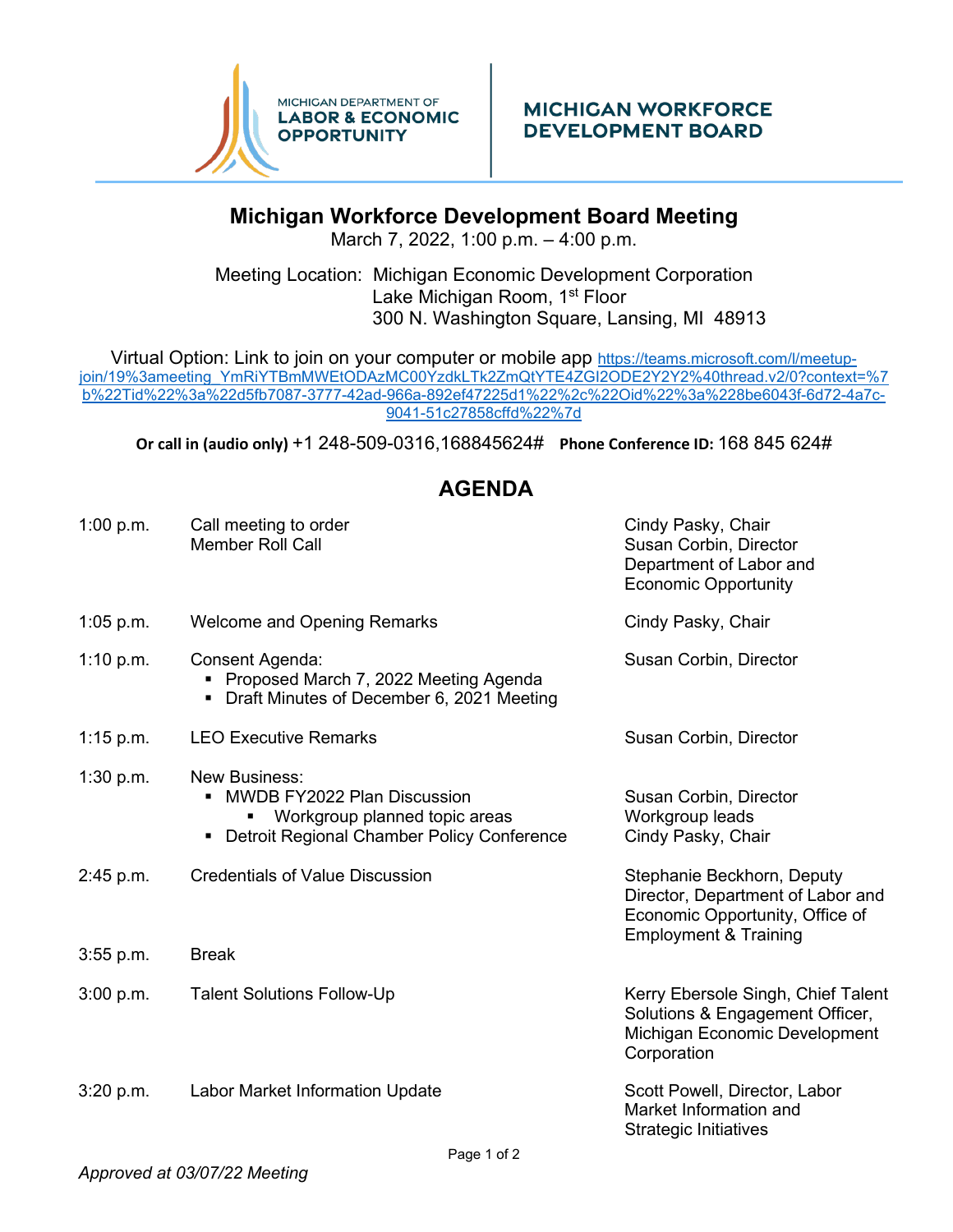MICHIGAN DEPARTMENT OF **LABOR & ECONOMIC OPPORTUNITY**

**MICHIGAN WORKFORCE DEVELOPMENT BOARD**

# Michigan Workforce Development Board Meeting

March 7, 2022, 1:00 p.m. – 4:00 p.m.

Meeting Location: Michigan Economic Development Corporation
Lake Michigan Room, 1st Floor
300 N. Washington Square, Lansing, MI 48913

Virtual Option: Link to join on your computer or mobile app https://teams.microsoft.com/l/meetup-join/19%3ameeting_YmRiYTBmMWEtODAzMC00YzdkLTk2ZmQtYTE4ZGI2ODE2Y2Y2%40thread.v2/0?context=%7b%22Tid%22%3a%22d5fb7087-3777-42ad-966a-892ef47225d1%22%2c%22Oid%22%3a%228be6043f-6d72-4a7c-9041-51c27858cffd%22%7d

**Or call in (audio only)** +1 248-509-0316,168845624# **Phone Conference ID:** 168 845 624#

## AGENDA

| Time | Item | Presenter |
|---|---|---|
| 1:00 p.m. | Call meeting to order<br>Member Roll Call | Cindy Pasky, Chair<br>Susan Corbin, Director Department of Labor and Economic Opportunity |
| 1:05 p.m. | Welcome and Opening Remarks | Cindy Pasky, Chair |
| 1:10 p.m. | Consent Agenda:<br>▪ Proposed March 7, 2022 Meeting Agenda<br>▪ Draft Minutes of December 6, 2021 Meeting | Susan Corbin, Director |
| 1:15 p.m. | LEO Executive Remarks | Susan Corbin, Director |
| 1:30 p.m. | New Business:<br>▪ MWDB FY2022 Plan Discussion<br>&nbsp;&nbsp;&nbsp;&nbsp;▪ Workgroup planned topic areas<br>▪ Detroit Regional Chamber Policy Conference | <br>Susan Corbin, Director<br>Workgroup leads<br>Cindy Pasky, Chair |
| 2:45 p.m. | Credentials of Value Discussion | Stephanie Beckhorn, Deputy Director, Department of Labor and Economic Opportunity, Office of Employment & Training |
| 3:55 p.m. | Break | |
| 3:00 p.m. | Talent Solutions Follow-Up | Kerry Ebersole Singh, Chief Talent Solutions & Engagement Officer, Michigan Economic Development Corporation |
| 3:20 p.m. | Labor Market Information Update | Scott Powell, Director, Labor Market Information and Strategic Initiatives |

*Approved at 03/07/22 Meeting*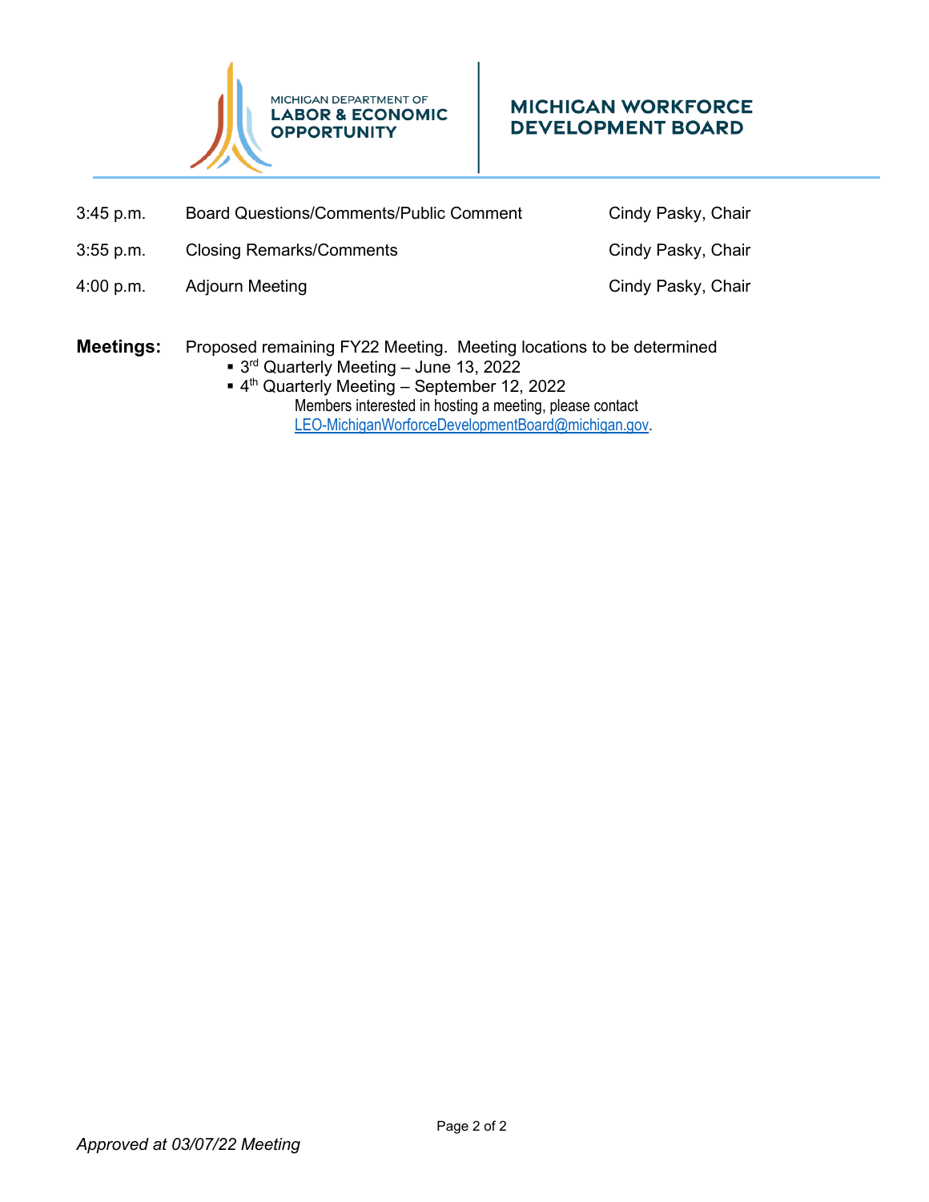| | | |
|---|---|---|
| 3:45 p.m. | Board Questions/Comments/Public Comment | Cindy Pasky, Chair |
| 3:55 p.m. | Closing Remarks/Comments | Cindy Pasky, Chair |
| 4:00 p.m. | Adjourn Meeting | Cindy Pasky, Chair |

**Meetings:** Proposed remaining FY22 Meeting. Meeting locations to be determined

- 3rd Quarterly Meeting – June 13, 2022
- 4th Quarterly Meeting – September 12, 2022

Members interested in hosting a meeting, please contact LEO-MichiganWorforceDevelopmentBoard@michigan.gov.

*Approved at 03/07/22 Meeting*